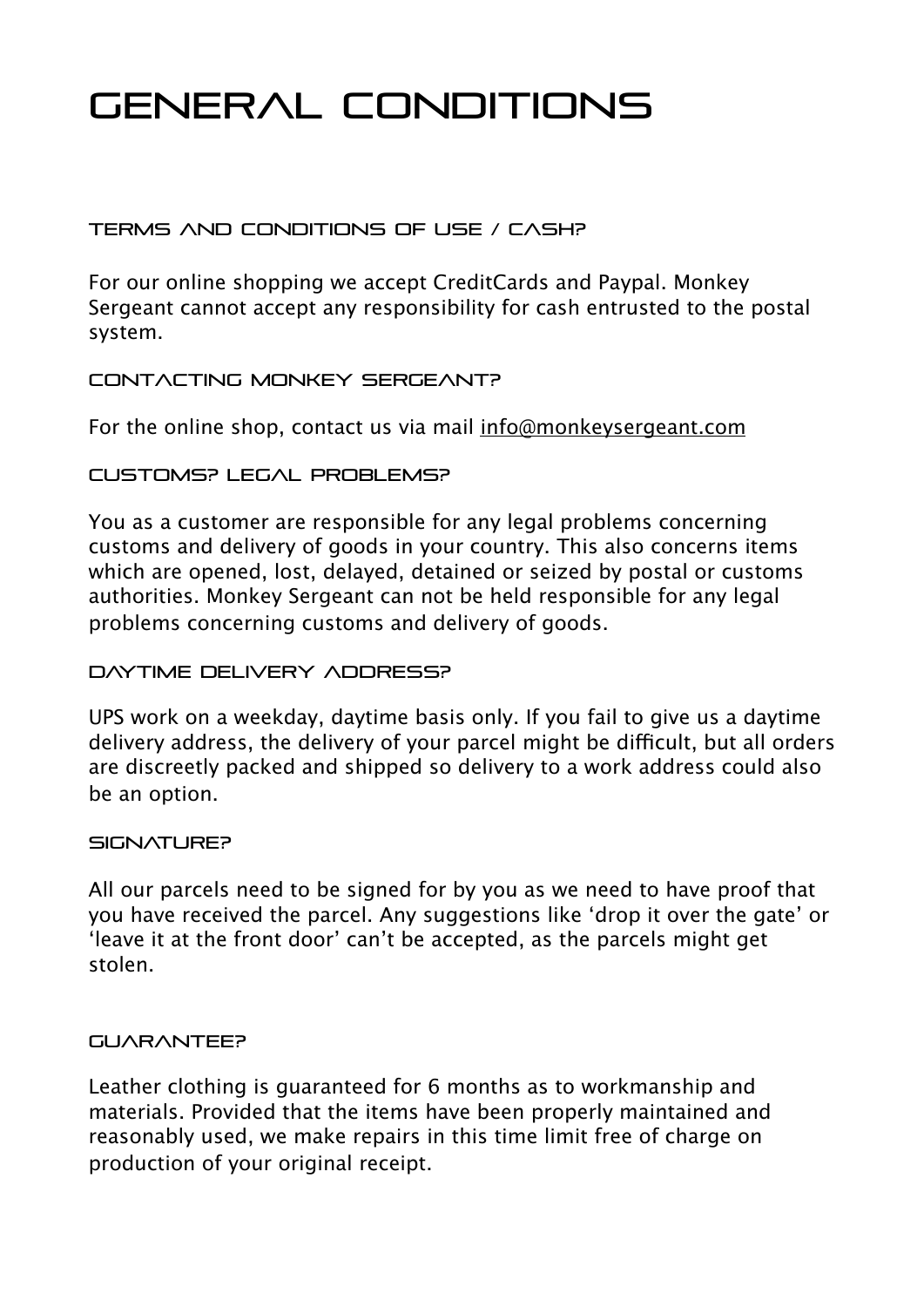# GENERAL CONDITIONS

## TERMS AND CONDITIONS OF USE / CASH?

For our online shopping we accept CreditCards and Paypal. Monkey Sergeant cannot accept any responsibility for cash entrusted to the postal system.

## CONTACTING MONKEY SERGEANT?

For the online shop, contact us via mail info@monkeysergeant.com

## CUSTOMS? LEGAL PROBLEMS?

You as a customer are responsible for any legal problems concerning customs and delivery of goods in your country. This also concerns items which are opened, lost, delayed, detained or seized by postal or customs authorities. Monkey Sergeant can not be held responsible for any legal problems concerning customs and delivery of goods.

## DAYTIME DELIVERY ADDRESS?

UPS work on a weekday, daytime basis only. If you fail to give us a daytime delivery address, the delivery of your parcel might be difficult, but all orders are discreetly packed and shipped so delivery to a work address could also be an option.

## SIGNATURE?

All our parcels need to be signed for by you as we need to have proof that you have received the parcel. Any suggestions like 'drop it over the gate' or 'leave it at the front door' can't be accepted, as the parcels might get stolen.

## GUARANTEE?

Leather clothing is guaranteed for 6 months as to workmanship and materials. Provided that the items have been properly maintained and reasonably used, we make repairs in this time limit free of charge on production of your original receipt.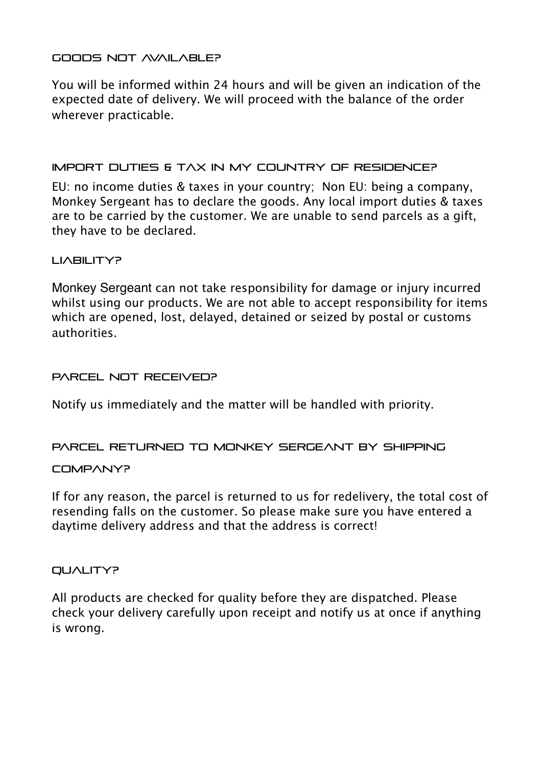## GOODS NOT AVAILABLE?

You will be informed within 24 hours and will be given an indication of the expected date of delivery. We will proceed with the balance of the order wherever practicable.

## IMPORT DUTIES & TAX IN MY COUNTRY OF RESIDENCE?

EU: no income duties & taxes in your country;  Non EU: being a company, Monkey Sergeant has to declare the goods. Any local import duties & taxes are to be carried by the customer. We are unable to send parcels as a gift, they have to be declared.

## LIABILITY?

Monkey Sergeant can not take responsibility for damage or injury incurred whilst using our products. We are not able to accept responsibility for items which are opened, lost, delayed, detained or seized by postal or customs authorities.

## PARCEL NOT RECEIVED?

Notify us immediately and the matter will be handled with priority.

## PARCEL RETURNED TO MONKEY SERGEANT BY SHIPPING COMPANY?

If for any reason, the parcel is returned to us for redelivery, the total cost of resending falls on the customer. So please make sure you have entered a daytime delivery address and that the address is correct!

## QUALITY?

All products are checked for quality before they are dispatched. Please check your delivery carefully upon receipt and notify us at once if anything is wrong.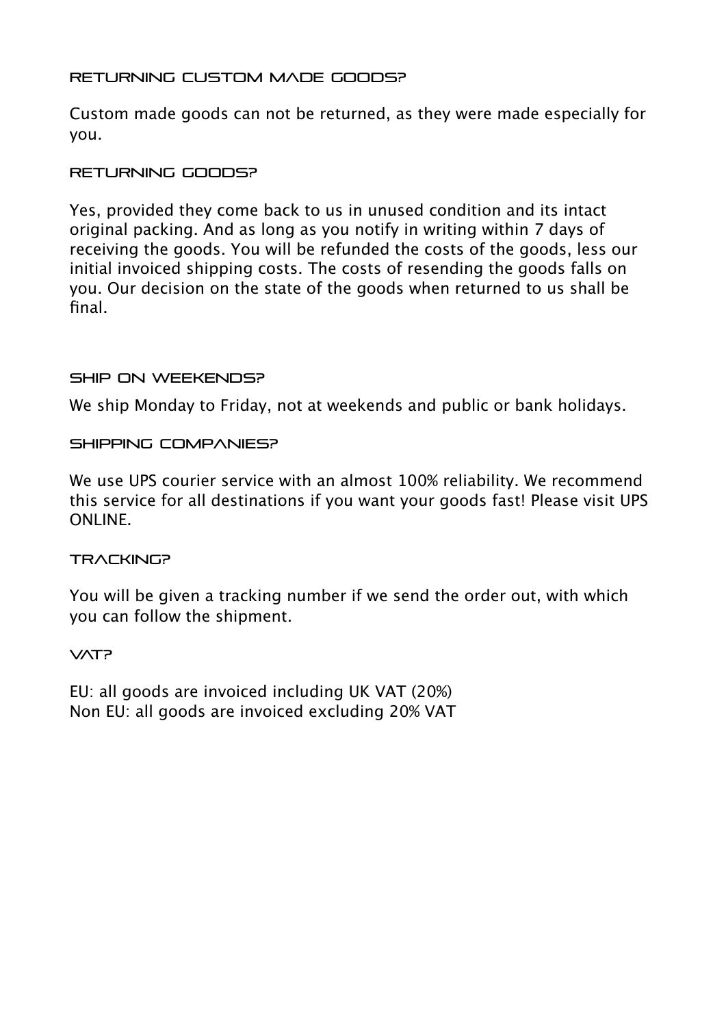### RETURNING CUSTOM MADE GOODS?

Custom made goods can not be returned, as they were made especially for you.

### RETURNING GOODS?

Yes, provided they come back to us in unused condition and its intact original packing. And as long as you notify in writing within 7 days of receiving the goods. You will be refunded the costs of the goods, less our initial invoiced shipping costs. The costs of resending the goods falls on you. Our decision on the state of the goods when returned to us shall be final.

### SHIP ON WEEKENDS?

We ship Monday to Friday, not at weekends and public or bank holidays.

### SHIPPING COMPANIES?

We use UPS courier service with an almost 100% reliability. We recommend this service for all destinations if you want your goods fast! Please visit UPS ONLINE.

### TRACKING?

You will be given a tracking number if we send the order out, with which you can follow the shipment.

### VAT?

EU: all goods are invoiced including UK VAT (20%)
Non EU: all goods are invoiced excluding 20% VAT